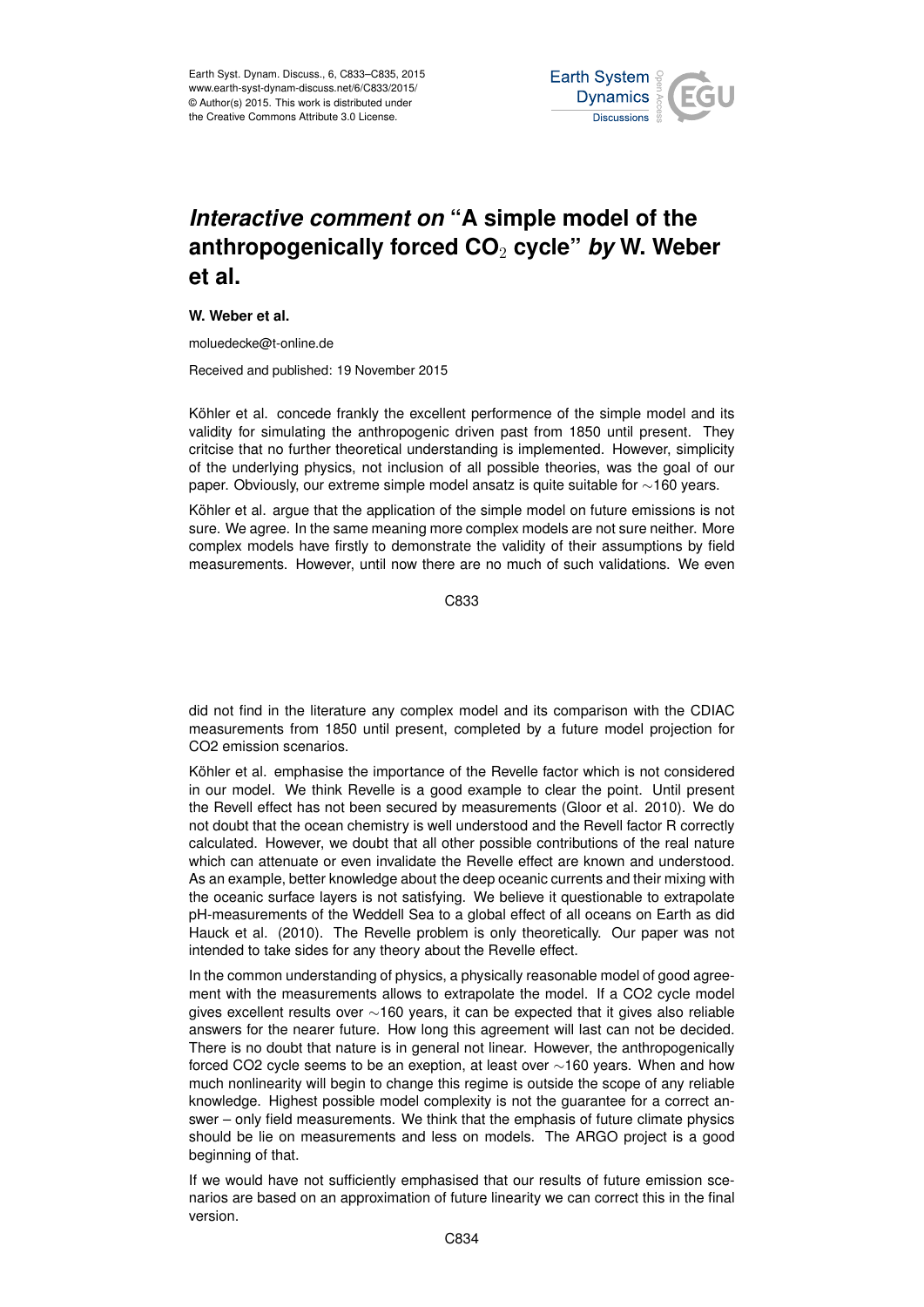# *Interactive comment on* "A simple model of the anthropogenically forced $CO_2$ cycle" *by* W. Weber et al.

**W. Weber et al.**

moluedecke@t-online.de

Received and published: 19 November 2015

Köhler et al. concede frankly the excellent performence of the simple model and its validity for simulating the anthropogenic driven past from 1850 until present. They critcise that no further theoretical understanding is implemented. However, simplicity of the underlying physics, not inclusion of all possible theories, was the goal of our paper. Obviously, our extreme simple model ansatz is quite suitable for ~160 years.

Köhler et al. argue that the application of the simple model on future emissions is not sure. We agree. In the same meaning more complex models are not sure neither. More complex models have firstly to demonstrate the validity of their assumptions by field measurements. However, until now there are no much of such validations. We even did not find in the literature any complex model and its comparison with the CDIAC measurements from 1850 until present, completed by a future model projection for CO2 emission scenarios.

Köhler et al. emphasise the importance of the Revelle factor which is not considered in our model. We think Revelle is a good example to clear the point. Until present the Revell effect has not been secured by measurements (Gloor et al. 2010). We do not doubt that the ocean chemistry is well understood and the Revell factor R correctly calculated. However, we doubt that all other possible contributions of the real nature which can attenuate or even invalidate the Revelle effect are known and understood. As an example, better knowledge about the deep oceanic currents and their mixing with the oceanic surface layers is not satisfying. We believe it questionable to extrapolate pH-measurements of the Weddell Sea to a global effect of all oceans on Earth as did Hauck et al. (2010). The Revelle problem is only theoretically. Our paper was not intended to take sides for any theory about the Revelle effect.

In the common understanding of physics, a physically reasonable model of good agreement with the measurements allows to extrapolate the model. If a CO2 cycle model gives excellent results over ~160 years, it can be expected that it gives also reliable answers for the nearer future. How long this agreement will last can not be decided. There is no doubt that nature is in general not linear. However, the anthropogenically forced CO2 cycle seems to be an exeption, at least over ~160 years. When and how much nonlinearity will begin to change this regime is outside the scope of any reliable knowledge. Highest possible model complexity is not the guarantee for a correct answer – only field measurements. We think that the emphasis of future climate physics should be lie on measurements and less on models. The ARGO project is a good beginning of that.

If we would have not sufficiently emphasised that our results of future emission scenarios are based on an approximation of future linearity we can correct this in the final version.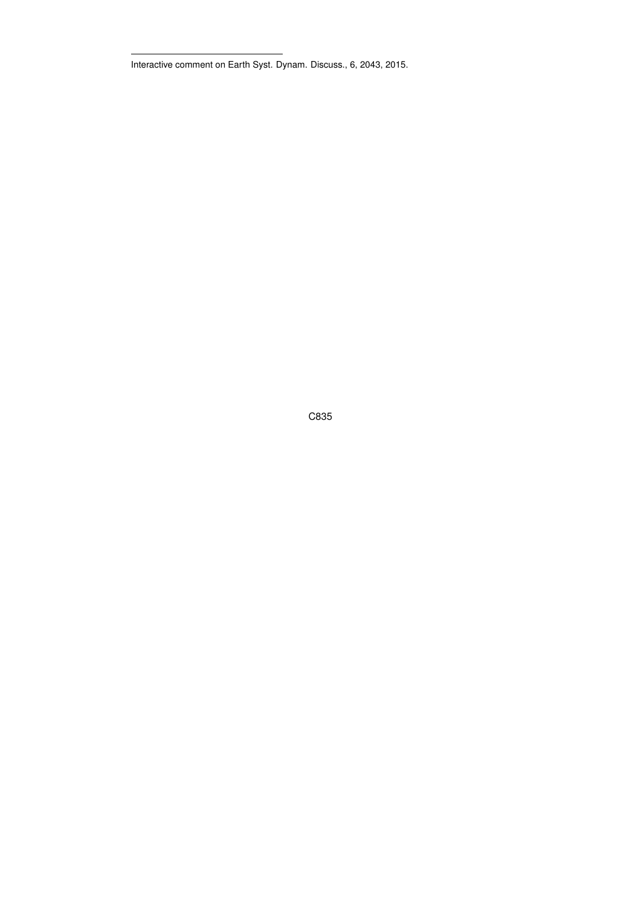Interactive comment on Earth Syst. Dynam. Discuss., 6, 2043, 2015.